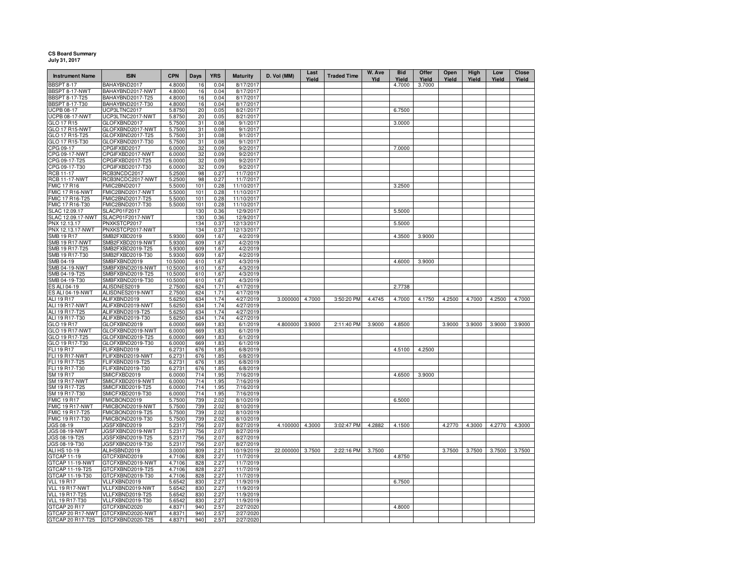**CS Board Summary**
**July 31, 2017**

| Instrument Name | ISIN | CPN | Days | YRS | Maturity | D. Vol (MM) | Last Yield | Traded Time | W. Ave Yld | Bid Yield | Offer Yield | Open Yield | High Yield | Low Yield | Close Yield |
|---|---|---|---|---|---|---|---|---|---|---|---|---|---|---|---|
| BBSPT 8-17 | BAHAYBND2017 | 4.8000 | 16 | 0.04 | 8/17/2017 | | | | | 4.7000 | 3.7000 | | | | |
| BBSPT 8-17-NWT | BAHAYBND2017-NWT | 4.8000 | 16 | 0.04 | 8/17/2017 | | | | | | | | | | |
| BBSPT 8-17-T25 | BAHAYBND2017-T25 | 4.8000 | 16 | 0.04 | 8/17/2017 | | | | | | | | | | |
| BBSPT 8-17-T30 | BAHAYBND2017-T30 | 4.8000 | 16 | 0.04 | 8/17/2017 | | | | | | | | | | |
| UCPB 08-17 | UCP3LTNC2017 | 5.8750 | 20 | 0.05 | 8/21/2017 | | | | | 6.7500 | | | | | |
| UCPB 08-17-NWT | UCP3LTNC2017-NWT | 5.8750 | 20 | 0.05 | 8/21/2017 | | | | | | | | | | |
| GLO 17 R15 | GLOFXBND2017 | 5.7500 | 31 | 0.08 | 9/1/2017 | | | | | 3.0000 | | | | | |
| GLO 17 R15-NWT | GLOFXBND2017-NWT | 5.7500 | 31 | 0.08 | 9/1/2017 | | | | | | | | | | |
| GLO 17 R15-T25 | GLOFXBND2017-T25 | 5.7500 | 31 | 0.08 | 9/1/2017 | | | | | | | | | | |
| GLO 17 R15-T30 | GLOFXBND2017-T30 | 5.7500 | 31 | 0.08 | 9/1/2017 | | | | | | | | | | |
| CPG 09-17 | CPGIFXBD2017 | 6.0000 | 32 | 0.09 | 9/2/2017 | | | | | 7.0000 | | | | | |
| CPG 09-17-NWT | CPGIFXBD2017-NWT | 6.0000 | 32 | 0.09 | 9/2/2017 | | | | | | | | | | |
| CPG 09-17-T25 | CPGIFXBD2017-T25 | 6.0000 | 32 | 0.09 | 9/2/2017 | | | | | | | | | | |
| CPG 09-17-T30 | CPGIFXBD2017-T30 | 6.0000 | 32 | 0.09 | 9/2/2017 | | | | | | | | | | |
| RCB 11-17 | RCB3NCDC2017 | 5.2500 | 98 | 0.27 | 11/7/2017 | | | | | | | | | | |
| RCB 11-17-NWT | RCB3NCDC2017-NWT | 5.2500 | 98 | 0.27 | 11/7/2017 | | | | | | | | | | |
| FMIC 17 R16 | FMIC2BND2017 | 5.5000 | 101 | 0.28 | 11/10/2017 | | | | | 3.2500 | | | | | |
| FMIC 17 R16-NWT | FMIC2BND2017-NWT | 5.5000 | 101 | 0.28 | 11/10/2017 | | | | | | | | | | |
| FMIC 17 R16-T25 | FMIC2BND2017-T25 | 5.5000 | 101 | 0.28 | 11/10/2017 | | | | | | | | | | |
| FMIC 17 R16-T30 | FMIC2BND2017-T30 | 5.5000 | 101 | 0.28 | 11/10/2017 | | | | | | | | | | |
| SLAC 12.09.17 | SLACP01F2017 | | 130 | 0.36 | 12/9/2017 | | | | | 5.5000 | | | | | |
| SLAC 12.09.17-NWT | SLACP01F2017-NWT | | 130 | 0.36 | 12/9/2017 | | | | | | | | | | |
| PNX 12.13.17 | PNXKSTCP2017 | | 134 | 0.37 | 12/13/2017 | | | | | 5.5000 | | | | | |
| PNX 12.13.17-NWT | PNXKSTCP2017-NWT | | 134 | 0.37 | 12/13/2017 | | | | | | | | | | |
| SMB 19 R17 | SMB2FXBD2019 | 5.9300 | 609 | 1.67 | 4/2/2019 | | | | | 4.3500 | 3.9000 | | | | |
| SMB 19 R17-NWT | SMB2FXBD2019-NWT | 5.9300 | 609 | 1.67 | 4/2/2019 | | | | | | | | | | |
| SMB 19 R17-T25 | SMB2FXBD2019-T25 | 5.9300 | 609 | 1.67 | 4/2/2019 | | | | | | | | | | |
| SMB 19 R17-T30 | SMB2FXBD2019-T30 | 5.9300 | 609 | 1.67 | 4/2/2019 | | | | | | | | | | |
| SMB 04-19 | SMBFXBND2019 | 10.5000 | 610 | 1.67 | 4/3/2019 | | | | | 4.6000 | 3.9000 | | | | |
| SMB 04-19-NWT | SMBFXBND2019-NWT | 10.5000 | 610 | 1.67 | 4/3/2019 | | | | | | | | | | |
| SMB 04-19-T25 | SMBFXBND2019-T25 | 10.5000 | 610 | 1.67 | 4/3/2019 | | | | | | | | | | |
| SMB 04-19-T30 | SMBFXBND2019-T30 | 10.5000 | 610 | 1.67 | 4/3/2019 | | | | | | | | | | |
| ES ALI 04-19 | ALISDNES2019 | 2.7500 | 624 | 1.71 | 4/17/2019 | | | | | 2.7738 | | | | | |
| ES ALI 04-19-NWT | ALISDNES2019-NWT | 2.7500 | 624 | 1.71 | 4/17/2019 | | | | | | | | | | |
| ALI 19 R17 | ALIFXBND2019 | 5.6250 | 634 | 1.74 | 4/27/2019 | 3.000000 | 4.7000 | 3:50:20 PM | 4.4745 | 4.7000 | 4.1750 | 4.2500 | 4.7000 | 4.2500 | 4.7000 |
| ALI 19 R17-NWT | ALIFXBND2019-NWT | 5.6250 | 634 | 1.74 | 4/27/2019 | | | | | | | | | | |
| ALI 19 R17-T25 | ALIFXBND2019-T25 | 5.6250 | 634 | 1.74 | 4/27/2019 | | | | | | | | | | |
| ALI 19 R17-T30 | ALIFXBND2019-T30 | 5.6250 | 634 | 1.74 | 4/27/2019 | | | | | | | | | | |
| GLO 19 R17 | GLOFXBND2019 | 6.0000 | 669 | 1.83 | 6/1/2019 | 4.800000 | 3.9000 | 2:11:40 PM | 3.9000 | 4.8500 | | 3.9000 | 3.9000 | 3.9000 | 3.9000 |
| GLO 19 R17-NWT | GLOFXBND2019-NWT | 6.0000 | 669 | 1.83 | 6/1/2019 | | | | | | | | | | |
| GLO 19 R17-T25 | GLOFXBND2019-T25 | 6.0000 | 669 | 1.83 | 6/1/2019 | | | | | | | | | | |
| GLO 19 R17-T30 | GLOFXBND2019-T30 | 6.0000 | 669 | 1.83 | 6/1/2019 | | | | | | | | | | |
| FLI 19 R17 | FLIFXBND2019 | 6.2731 | 676 | 1.85 | 6/8/2019 | | | | | 4.5100 | 4.2500 | | | | |
| FLI 19 R17-NWT | FLIFXBND2019-NWT | 6.2731 | 676 | 1.85 | 6/8/2019 | | | | | | | | | | |
| FLI 19 R17-T25 | FLIFXBND2019-T25 | 6.2731 | 676 | 1.85 | 6/8/2019 | | | | | | | | | | |
| FLI 19 R17-T30 | FLIFXBND2019-T30 | 6.2731 | 676 | 1.85 | 6/8/2019 | | | | | | | | | | |
| SM 19 R17 | SMICFXBD2019 | 6.0000 | 714 | 1.95 | 7/16/2019 | | | | | 4.6500 | 3.9000 | | | | |
| SM 19 R17-NWT | SMICFXBD2019-NWT | 6.0000 | 714 | 1.95 | 7/16/2019 | | | | | | | | | | |
| SM 19 R17-T25 | SMICFXBD2019-T25 | 6.0000 | 714 | 1.95 | 7/16/2019 | | | | | | | | | | |
| SM 19 R17-T30 | SMICFXBD2019-T30 | 6.0000 | 714 | 1.95 | 7/16/2019 | | | | | | | | | | |
| FMIC 19 R17 | FMICBOND2019 | 5.7500 | 739 | 2.02 | 8/10/2019 | | | | | 6.5000 | | | | | |
| FMIC 19 R17-NWT | FMICBOND2019-NWT | 5.7500 | 739 | 2.02 | 8/10/2019 | | | | | | | | | | |
| FMIC 19 R17-T25 | FMICBOND2019-T25 | 5.7500 | 739 | 2.02 | 8/10/2019 | | | | | | | | | | |
| FMIC 19 R17-T30 | FMICBOND2019-T30 | 5.7500 | 739 | 2.02 | 8/10/2019 | | | | | | | | | | |
| JGS 08-19 | JGSFXBND2019 | 5.2317 | 756 | 2.07 | 8/27/2019 | 4.100000 | 4.3000 | 3:02:47 PM | 4.2882 | 4.1500 | | 4.2770 | 4.3000 | 4.2770 | 4.3000 |
| JGS 08-19-NWT | JGSFXBND2019-NWT | 5.2317 | 756 | 2.07 | 8/27/2019 | | | | | | | | | | |
| JGS 08-19-T25 | JGSFXBND2019-T25 | 5.2317 | 756 | 2.07 | 8/27/2019 | | | | | | | | | | |
| JGS 08-19-T30 | JGSFXBND2019-T30 | 5.2317 | 756 | 2.07 | 8/27/2019 | | | | | | | | | | |
| ALI HS 10-19 | ALIHSBND2019 | 3.0000 | 809 | 2.21 | 10/19/2019 | 22.000000 | 3.7500 | 2:22:16 PM | 3.7500 | | | 3.7500 | 3.7500 | 3.7500 | 3.7500 |
| GTCAP 11-19 | GTCFXBND2019 | 4.7106 | 828 | 2.27 | 11/7/2019 | | | | | 4.8750 | | | | | |
| GTCAP 11-19-NWT | GTCFXBND2019-NWT | 4.7106 | 828 | 2.27 | 11/7/2019 | | | | | | | | | | |
| GTCAP 11-19-T25 | GTCFXBND2019-T25 | 4.7106 | 828 | 2.27 | 11/7/2019 | | | | | | | | | | |
| GTCAP 11-19-T30 | GTCFXBND2019-T30 | 4.7106 | 828 | 2.27 | 11/7/2019 | | | | | | | | | | |
| VLL 19 R17 | VLLFXBND2019 | 5.6542 | 830 | 2.27 | 11/9/2019 | | | | | 6.7500 | | | | | |
| VLL 19 R17-NWT | VLLFXBND2019-NWT | 5.6542 | 830 | 2.27 | 11/9/2019 | | | | | | | | | | |
| VLL 19 R17-T25 | VLLFXBND2019-T25 | 5.6542 | 830 | 2.27 | 11/9/2019 | | | | | | | | | | |
| VLL 19 R17-T30 | VLLFXBND2019-T30 | 5.6542 | 830 | 2.27 | 11/9/2019 | | | | | | | | | | |
| GTCAP 20 R17 | GTCFXBND2020 | 4.8371 | 940 | 2.57 | 2/27/2020 | | | | | 4.8000 | | | | | |
| GTCAP 20 R17-NWT | GTCFXBND2020-NWT | 4.8371 | 940 | 2.57 | 2/27/2020 | | | | | | | | | | |
| GTCAP 20 R17-T25 | GTCFXBND2020-T25 | 4.8371 | 940 | 2.57 | 2/27/2020 | | | | | | | | | | |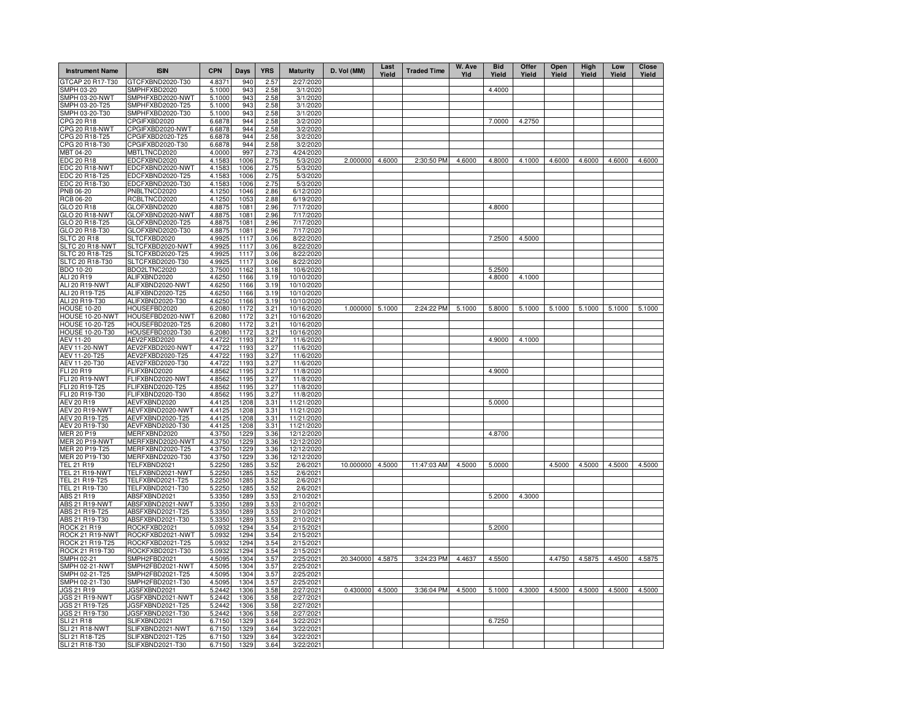| Instrument Name | ISIN | CPN | Days | YRS | Maturity | D. Vol (MM) | Last Yield | Traded Time | W. Ave Yld | Bid Yield | Offer Yield | Open Yield | High Yield | Low Yield | Close Yield |
|---|---|---|---|---|---|---|---|---|---|---|---|---|---|---|---|
| GTCAP 20 R17-T30 | GTCFXBND2020-T30 | 4.8371 | 940 | 2.57 | 2/27/2020 | | | | | | | | | | |
| SMPH 03-20 | SMPHFXBD2020 | 5.1000 | 943 | 2.58 | 3/1/2020 | | | | | 4.4000 | | | | | |
| SMPH 03-20-NWT | SMPHFXBD2020-NWT | 5.1000 | 943 | 2.58 | 3/1/2020 | | | | | | | | | | |
| SMPH 03-20-T25 | SMPHFXBD2020-T25 | 5.1000 | 943 | 2.58 | 3/1/2020 | | | | | | | | | | |
| SMPH 03-20-T30 | SMPHFXBD2020-T30 | 5.1000 | 943 | 2.58 | 3/1/2020 | | | | | | | | | | |
| CPG 20 R18 | CPGIFXBD2020 | 6.6878 | 944 | 2.58 | 3/2/2020 | | | | | 7.0000 | 4.2750 | | | | |
| CPG 20 R18-NWT | CPGIFXBD2020-NWT | 6.6878 | 944 | 2.58 | 3/2/2020 | | | | | | | | | | |
| CPG 20 R18-T25 | CPGIFXBD2020-T25 | 6.6878 | 944 | 2.58 | 3/2/2020 | | | | | | | | | | |
| CPG 20 R18-T30 | CPGIFXBD2020-T30 | 6.6878 | 944 | 2.58 | 3/2/2020 | | | | | | | | | | |
| MBT 04-20 | MBTLTNCD2020 | 4.0000 | 997 | 2.73 | 4/24/2020 | | | | | | | | | | |
| EDC 20 R18 | EDCFXBND2020 | 4.1583 | 1006 | 2.75 | 5/3/2020 | 2.000000 | 4.6000 | 2:30:50 PM | 4.6000 | 4.8000 | 4.1000 | 4.6000 | 4.6000 | 4.6000 | 4.6000 |
| EDC 20 R18-NWT | EDCFXBND2020-NWT | 4.1583 | 1006 | 2.75 | 5/3/2020 | | | | | | | | | | |
| EDC 20 R18-T25 | EDCFXBND2020-T25 | 4.1583 | 1006 | 2.75 | 5/3/2020 | | | | | | | | | | |
| EDC 20 R18-T30 | EDCFXBND2020-T30 | 4.1583 | 1006 | 2.75 | 5/3/2020 | | | | | | | | | | |
| PNB 06-20 | PNBLTNCD2020 | 4.1250 | 1046 | 2.86 | 6/12/2020 | | | | | | | | | | |
| RCB 06-20 | RCBLTNCD2020 | 4.1250 | 1053 | 2.88 | 6/19/2020 | | | | | | | | | | |
| GLO 20 R18 | GLOFXBND2020 | 4.8875 | 1081 | 2.96 | 7/17/2020 | | | | | 4.8000 | | | | | |
| GLO 20 R18-NWT | GLOFXBND2020-NWT | 4.8875 | 1081 | 2.96 | 7/17/2020 | | | | | | | | | | |
| GLO 20 R18-T25 | GLOFXBND2020-T25 | 4.8875 | 1081 | 2.96 | 7/17/2020 | | | | | | | | | | |
| GLO 20 R18-T30 | GLOFXBND2020-T30 | 4.8875 | 1081 | 2.96 | 7/17/2020 | | | | | | | | | | |
| SLTC 20 R18 | SLTCFXBD2020 | 4.9925 | 1117 | 3.06 | 8/22/2020 | | | | | 7.2500 | 4.5000 | | | | |
| SLTC 20 R18-NWT | SLTCFXBD2020-NWT | 4.9925 | 1117 | 3.06 | 8/22/2020 | | | | | | | | | | |
| SLTC 20 R18-T25 | SLTCFXBD2020-T25 | 4.9925 | 1117 | 3.06 | 8/22/2020 | | | | | | | | | | |
| SLTC 20 R18-T30 | SLTCFXBD2020-T30 | 4.9925 | 1117 | 3.06 | 8/22/2020 | | | | | | | | | | |
| BDO 10-20 | BDO2LTNC2020 | 3.7500 | 1162 | 3.18 | 10/6/2020 | | | | | 5.2500 | | | | | |
| ALI 20 R19 | ALIFXBND2020 | 4.6250 | 1166 | 3.19 | 10/10/2020 | | | | | 4.8000 | 4.1000 | | | | |
| ALI 20 R19-NWT | ALIFXBND2020-NWT | 4.6250 | 1166 | 3.19 | 10/10/2020 | | | | | | | | | | |
| ALI 20 R19-T25 | ALIFXBND2020-T25 | 4.6250 | 1166 | 3.19 | 10/10/2020 | | | | | | | | | | |
| ALI 20 R19-T30 | ALIFXBND2020-T30 | 4.6250 | 1166 | 3.19 | 10/10/2020 | | | | | | | | | | |
| HOUSE 10-20 | HOUSEFBD2020 | 6.2080 | 1172 | 3.21 | 10/16/2020 | 1.000000 | 5.1000 | 2:24:22 PM | 5.1000 | 5.8000 | 5.1000 | 5.1000 | 5.1000 | 5.1000 | 5.1000 |
| HOUSE 10-20-NWT | HOUSEFBD2020-NWT | 6.2080 | 1172 | 3.21 | 10/16/2020 | | | | | | | | | | |
| HOUSE 10-20-T25 | HOUSEFBD2020-T25 | 6.2080 | 1172 | 3.21 | 10/16/2020 | | | | | | | | | | |
| HOUSE 10-20-T30 | HOUSEFBD2020-T30 | 6.2080 | 1172 | 3.21 | 10/16/2020 | | | | | | | | | | |
| AEV 11-20 | AEV2FXBD2020 | 4.4722 | 1193 | 3.27 | 11/6/2020 | | | | | 4.9000 | 4.1000 | | | | |
| AEV 11-20-NWT | AEV2FXBD2020-NWT | 4.4722 | 1193 | 3.27 | 11/6/2020 | | | | | | | | | | |
| AEV 11-20-T25 | AEV2FXBD2020-T25 | 4.4722 | 1193 | 3.27 | 11/6/2020 | | | | | | | | | | |
| AEV 11-20-T30 | AEV2FXBD2020-T30 | 4.4722 | 1193 | 3.27 | 11/6/2020 | | | | | | | | | | |
| FLI 20 R19 | FLIFXBND2020 | 4.8562 | 1195 | 3.27 | 11/8/2020 | | | | | 4.9000 | | | | | |
| FLI 20 R19-NWT | FLIFXBND2020-NWT | 4.8562 | 1195 | 3.27 | 11/8/2020 | | | | | | | | | | |
| FLI 20 R19-T25 | FLIFXBND2020-T25 | 4.8562 | 1195 | 3.27 | 11/8/2020 | | | | | | | | | | |
| FLI 20 R19-T30 | FLIFXBND2020-T30 | 4.8562 | 1195 | 3.27 | 11/8/2020 | | | | | | | | | | |
| AEV 20 R19 | AEVFXBND2020 | 4.4125 | 1208 | 3.31 | 11/21/2020 | | | | | 5.0000 | | | | | |
| AEV 20 R19-NWT | AEVFXBND2020-NWT | 4.4125 | 1208 | 3.31 | 11/21/2020 | | | | | | | | | | |
| AEV 20 R19-T25 | AEVFXBND2020-T25 | 4.4125 | 1208 | 3.31 | 11/21/2020 | | | | | | | | | | |
| AEV 20 R19-T30 | AEVFXBND2020-T30 | 4.4125 | 1208 | 3.31 | 11/21/2020 | | | | | | | | | | |
| MER 20 P19 | MERFXBND2020 | 4.3750 | 1229 | 3.36 | 12/12/2020 | | | | | 4.8700 | | | | | |
| MER 20 P19-NWT | MERFXBND2020-NWT | 4.3750 | 1229 | 3.36 | 12/12/2020 | | | | | | | | | | |
| MER 20 P19-T25 | MERFXBND2020-T25 | 4.3750 | 1229 | 3.36 | 12/12/2020 | | | | | | | | | | |
| MER 20 P19-T30 | MERFXBND2020-T30 | 4.3750 | 1229 | 3.36 | 12/12/2020 | | | | | | | | | | |
| TEL 21 R19 | TELFXBND2021 | 5.2250 | 1285 | 3.52 | 2/6/2021 | 10.000000 | 4.5000 | 11:47:03 AM | 4.5000 | 5.0000 | | 4.5000 | 4.5000 | 4.5000 | 4.5000 |
| TEL 21 R19-NWT | TELFXBND2021-NWT | 5.2250 | 1285 | 3.52 | 2/6/2021 | | | | | | | | | | |
| TEL 21 R19-T25 | TELFXBND2021-T25 | 5.2250 | 1285 | 3.52 | 2/6/2021 | | | | | | | | | | |
| TEL 21 R19-T30 | TELFXBND2021-T30 | 5.2250 | 1285 | 3.52 | 2/6/2021 | | | | | | | | | | |
| ABS 21 R19 | ABSFXBND2021 | 5.3350 | 1289 | 3.53 | 2/10/2021 | | | | | 5.2000 | 4.3000 | | | | |
| ABS 21 R19-NWT | ABSFXBND2021-NWT | 5.3350 | 1289 | 3.53 | 2/10/2021 | | | | | | | | | | |
| ABS 21 R19-T25 | ABSFXBND2021-T25 | 5.3350 | 1289 | 3.53 | 2/10/2021 | | | | | | | | | | |
| ABS 21 R19-T30 | ABSFXBND2021-T30 | 5.3350 | 1289 | 3.53 | 2/10/2021 | | | | | | | | | | |
| ROCK 21 R19 | ROCKFXBD2021 | 5.0932 | 1294 | 3.54 | 2/15/2021 | | | | | 5.2000 | | | | | |
| ROCK 21 R19-NWT | ROCKFXBD2021-NWT | 5.0932 | 1294 | 3.54 | 2/15/2021 | | | | | | | | | | |
| ROCK 21 R19-T25 | ROCKFXBD2021-T25 | 5.0932 | 1294 | 3.54 | 2/15/2021 | | | | | | | | | | |
| ROCK 21 R19-T30 | ROCKFXBD2021-T30 | 5.0932 | 1294 | 3.54 | 2/15/2021 | | | | | | | | | | |
| SMPH 02-21 | SMPH2FBD2021 | 4.5095 | 1304 | 3.57 | 2/25/2021 | 20.340000 | 4.5875 | 3:24:23 PM | 4.4637 | 4.5500 | | 4.4750 | 4.5875 | 4.4500 | 4.5875 |
| SMPH 02-21-NWT | SMPH2FBD2021-NWT | 4.5095 | 1304 | 3.57 | 2/25/2021 | | | | | | | | | | |
| SMPH 02-21-T25 | SMPH2FBD2021-T25 | 4.5095 | 1304 | 3.57 | 2/25/2021 | | | | | | | | | | |
| SMPH 02-21-T30 | SMPH2FBD2021-T30 | 4.5095 | 1304 | 3.57 | 2/25/2021 | | | | | | | | | | |
| JGS 21 R19 | JGSFXBND2021 | 5.2442 | 1306 | 3.58 | 2/27/2021 | 0.430000 | 4.5000 | 3:36:04 PM | 4.5000 | 5.1000 | 4.3000 | 4.5000 | 4.5000 | 4.5000 | 4.5000 |
| JGS 21 R19-NWT | JGSFXBND2021-NWT | 5.2442 | 1306 | 3.58 | 2/27/2021 | | | | | | | | | | |
| JGS 21 R19-T25 | JGSFXBND2021-T25 | 5.2442 | 1306 | 3.58 | 2/27/2021 | | | | | | | | | | |
| JGS 21 R19-T30 | JGSFXBND2021-T30 | 5.2442 | 1306 | 3.58 | 2/27/2021 | | | | | | | | | | |
| SLI 21 R18 | SLIFXBND2021 | 6.7150 | 1329 | 3.64 | 3/22/2021 | | | | | 6.7250 | | | | | |
| SLI 21 R18-NWT | SLIFXBND2021-NWT | 6.7150 | 1329 | 3.64 | 3/22/2021 | | | | | | | | | | |
| SLI 21 R18-T25 | SLIFXBND2021-T25 | 6.7150 | 1329 | 3.64 | 3/22/2021 | | | | | | | | | | |
| SLI 21 R18-T30 | SLIFXBND2021-T30 | 6.7150 | 1329 | 3.64 | 3/22/2021 | | | | | | | | | | |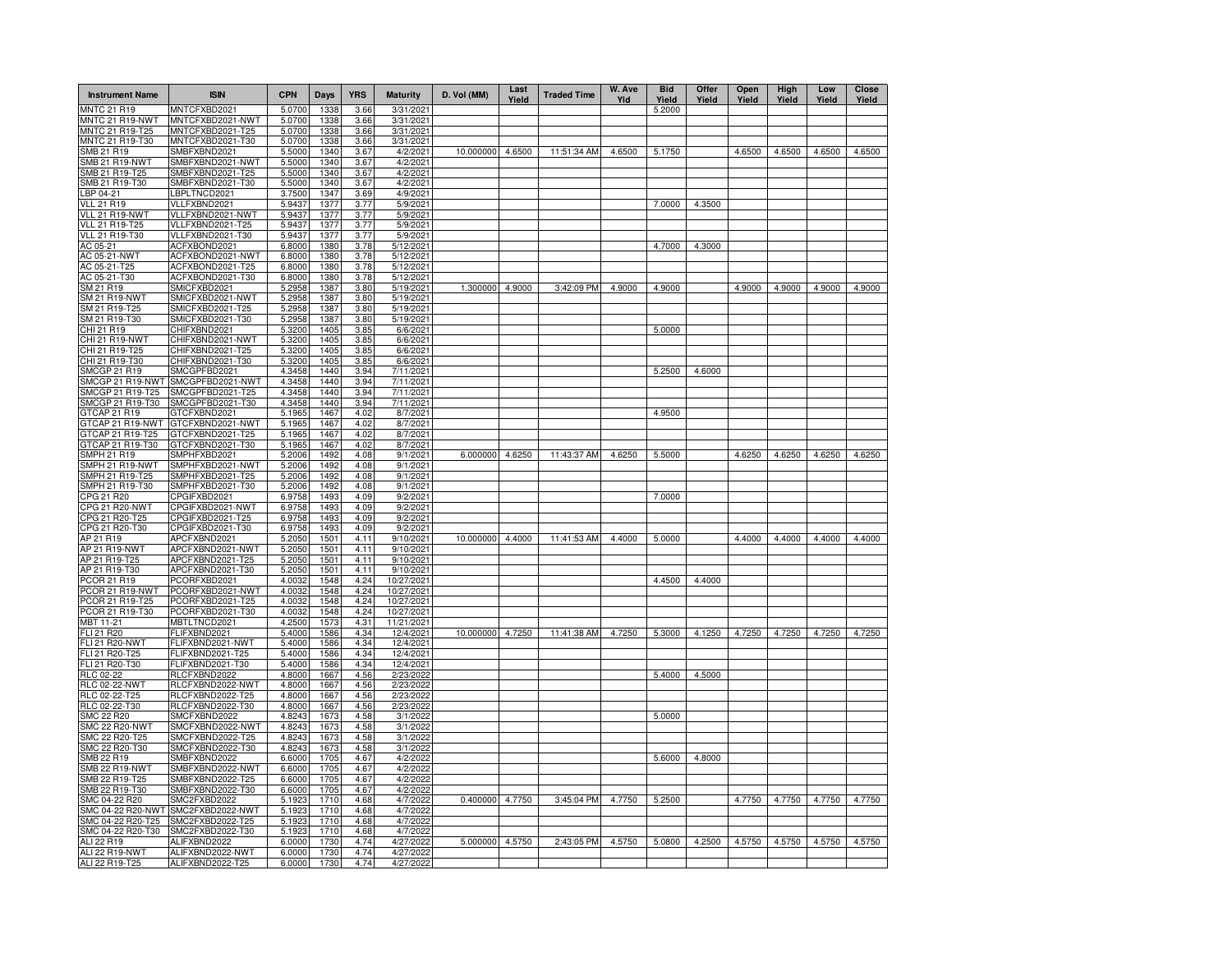| Instrument Name | ISIN | CPN | Days | YRS | Maturity | D. Vol (MM) | Last Yield | Traded Time | W. Ave Yld | Bid Yield | Offer Yield | Open Yield | High Yield | Low Yield | Close Yield |
|---|---|---|---|---|---|---|---|---|---|---|---|---|---|---|---|
| MNTC 21 R19 | MNTCFXBD2021 | 5.0700 | 1338 | 3.66 | 3/31/2021 | | | | | 5.2000 | | | | | |
| MNTC 21 R19-NWT | MNTCFXBD2021-NWT | 5.0700 | 1338 | 3.66 | 3/31/2021 | | | | | | | | | | |
| MNTC 21 R19-T25 | MNTCFXBD2021-T25 | 5.0700 | 1338 | 3.66 | 3/31/2021 | | | | | | | | | | |
| MNTC 21 R19-T30 | MNTCFXBD2021-T30 | 5.0700 | 1338 | 3.66 | 3/31/2021 | | | | | | | | | | |
| SMB 21 R19 | SMBFXBND2021 | 5.5000 | 1340 | 3.67 | 4/2/2021 | 10.000000 | 4.6500 | 11:51:34 AM | 4.6500 | 5.1750 | | 4.6500 | 4.6500 | 4.6500 | 4.6500 |
| SMB 21 R19-NWT | SMBFXBND2021-NWT | 5.5000 | 1340 | 3.67 | 4/2/2021 | | | | | | | | | | |
| SMB 21 R19-T25 | SMBFXBND2021-T25 | 5.5000 | 1340 | 3.67 | 4/2/2021 | | | | | | | | | | |
| SMB 21 R19-T30 | SMBFXBND2021-T30 | 5.5000 | 1340 | 3.67 | 4/2/2021 | | | | | | | | | | |
| LBP 04-21 | LBPLTNCD2021 | 3.7500 | 1347 | 3.69 | 4/9/2021 | | | | | | | | | | |
| VLL 21 R19 | VLLFXBND2021 | 5.9437 | 1377 | 3.77 | 5/9/2021 | | | | | 7.0000 | 4.3500 | | | | |
| VLL 21 R19-NWT | VLLFXBND2021-NWT | 5.9437 | 1377 | 3.77 | 5/9/2021 | | | | | | | | | | |
| VLL 21 R19-T25 | VLLFXBND2021-T25 | 5.9437 | 1377 | 3.77 | 5/9/2021 | | | | | | | | | | |
| VLL 21 R19-T30 | VLLFXBND2021-T30 | 5.9437 | 1377 | 3.77 | 5/9/2021 | | | | | | | | | | |
| AC 05-21 | ACFXBOND2021 | 6.8000 | 1380 | 3.78 | 5/12/2021 | | | | | 4.7000 | 4.3000 | | | | |
| AC 05-21-NWT | ACFXBOND2021-NWT | 6.8000 | 1380 | 3.78 | 5/12/2021 | | | | | | | | | | |
| AC 05-21-T25 | ACFXBOND2021-T25 | 6.8000 | 1380 | 3.78 | 5/12/2021 | | | | | | | | | | |
| AC 05-21-T30 | ACFXBOND2021-T30 | 6.8000 | 1380 | 3.78 | 5/12/2021 | | | | | | | | | | |
| SM 21 R19 | SMICFXBD2021 | 5.2958 | 1387 | 3.80 | 5/19/2021 | 1.300000 | 4.9000 | 3:42:09 PM | 4.9000 | 4.9000 | | 4.9000 | 4.9000 | 4.9000 | 4.9000 |
| SM 21 R19-NWT | SMICFXBD2021-NWT | 5.2958 | 1387 | 3.80 | 5/19/2021 | | | | | | | | | | |
| SM 21 R19-T25 | SMICFXBD2021-T25 | 5.2958 | 1387 | 3.80 | 5/19/2021 | | | | | | | | | | |
| SM 21 R19-T30 | SMICFXBD2021-T30 | 5.2958 | 1387 | 3.80 | 5/19/2021 | | | | | | | | | | |
| CHI 21 R19 | CHIFXBND2021 | 5.3200 | 1405 | 3.85 | 6/6/2021 | | | | | 5.0000 | | | | | |
| CHI 21 R19-NWT | CHIFXBND2021-NWT | 5.3200 | 1405 | 3.85 | 6/6/2021 | | | | | | | | | | |
| CHI 21 R19-T25 | CHIFXBND2021-T25 | 5.3200 | 1405 | 3.85 | 6/6/2021 | | | | | | | | | | |
| CHI 21 R19-T30 | CHIFXBND2021-T30 | 5.3200 | 1405 | 3.85 | 6/6/2021 | | | | | | | | | | |
| SMCGP 21 R19 | SMCGPFBD2021 | 4.3458 | 1440 | 3.94 | 7/11/2021 | | | | | 5.2500 | 4.6000 | | | | |
| SMCGP 21 R19-NWT | SMCGPFBD2021-NWT | 4.3458 | 1440 | 3.94 | 7/11/2021 | | | | | | | | | | |
| SMCGP 21 R19-T25 | SMCGPFBD2021-T25 | 4.3458 | 1440 | 3.94 | 7/11/2021 | | | | | | | | | | |
| SMCGP 21 R19-T30 | SMCGPFBD2021-T30 | 4.3458 | 1440 | 3.94 | 7/11/2021 | | | | | | | | | | |
| GTCAP 21 R19 | GTCFXBND2021 | 5.1965 | 1467 | 4.02 | 8/7/2021 | | | | | 4.9500 | | | | | |
| GTCAP 21 R19-NWT | GTCFXBND2021-NWT | 5.1965 | 1467 | 4.02 | 8/7/2021 | | | | | | | | | | |
| GTCAP 21 R19-T25 | GTCFXBND2021-T25 | 5.1965 | 1467 | 4.02 | 8/7/2021 | | | | | | | | | | |
| GTCAP 21 R19-T30 | GTCFXBND2021-T30 | 5.1965 | 1467 | 4.02 | 8/7/2021 | | | | | | | | | | |
| SMPH 21 R19 | SMPHFXBD2021 | 5.2006 | 1492 | 4.08 | 9/1/2021 | 6.000000 | 4.6250 | 11:43:37 AM | 4.6250 | 5.5000 | | 4.6250 | 4.6250 | 4.6250 | 4.6250 |
| SMPH 21 R19-NWT | SMPHFXBD2021-NWT | 5.2006 | 1492 | 4.08 | 9/1/2021 | | | | | | | | | | |
| SMPH 21 R19-T25 | SMPHFXBD2021-T25 | 5.2006 | 1492 | 4.08 | 9/1/2021 | | | | | | | | | | |
| SMPH 21 R19-T30 | SMPHFXBD2021-T30 | 5.2006 | 1492 | 4.08 | 9/1/2021 | | | | | | | | | | |
| CPG 21 R20 | CPGIFXBD2021 | 6.9758 | 1493 | 4.09 | 9/2/2021 | | | | | 7.0000 | | | | | |
| CPG 21 R20-NWT | CPGIFXBD2021-NWT | 6.9758 | 1493 | 4.09 | 9/2/2021 | | | | | | | | | | |
| CPG 21 R20-T25 | CPGIFXBD2021-T25 | 6.9758 | 1493 | 4.09 | 9/2/2021 | | | | | | | | | | |
| CPG 21 R20-T30 | CPGIFXBD2021-T30 | 6.9758 | 1493 | 4.09 | 9/2/2021 | | | | | | | | | | |
| AP 21 R19 | APCFXBND2021 | 5.2050 | 1501 | 4.11 | 9/10/2021 | 10.000000 | 4.4000 | 11:41:53 AM | 4.4000 | 5.0000 | | 4.4000 | 4.4000 | 4.4000 | 4.4000 |
| AP 21 R19-NWT | APCFXBND2021-NWT | 5.2050 | 1501 | 4.11 | 9/10/2021 | | | | | | | | | | |
| AP 21 R19-T25 | APCFXBND2021-T25 | 5.2050 | 1501 | 4.11 | 9/10/2021 | | | | | | | | | | |
| AP 21 R19-T30 | APCFXBND2021-T30 | 5.2050 | 1501 | 4.11 | 9/10/2021 | | | | | | | | | | |
| PCOR 21 R19 | PCORFXBD2021 | 4.0032 | 1548 | 4.24 | 10/27/2021 | | | | | 4.4500 | 4.4000 | | | | |
| PCOR 21 R19-NWT | PCORFXBD2021-NWT | 4.0032 | 1548 | 4.24 | 10/27/2021 | | | | | | | | | | |
| PCOR 21 R19-T25 | PCORFXBD2021-T25 | 4.0032 | 1548 | 4.24 | 10/27/2021 | | | | | | | | | | |
| PCOR 21 R19-T30 | PCORFXBD2021-T30 | 4.0032 | 1548 | 4.24 | 10/27/2021 | | | | | | | | | | |
| MBT 11-21 | MBTLTNCD2021 | 4.2500 | 1573 | 4.31 | 11/21/2021 | | | | | | | | | | |
| FLI 21 R20 | FLIFXBND2021 | 5.4000 | 1586 | 4.34 | 12/4/2021 | 10.000000 | 4.7250 | 11:41:38 AM | 4.7250 | 5.3000 | 4.1250 | 4.7250 | 4.7250 | 4.7250 | 4.7250 |
| FLI 21 R20-NWT | FLIFXBND2021-NWT | 5.4000 | 1586 | 4.34 | 12/4/2021 | | | | | | | | | | |
| FLI 21 R20-T25 | FLIFXBND2021-T25 | 5.4000 | 1586 | 4.34 | 12/4/2021 | | | | | | | | | | |
| FLI 21 R20-T30 | FLIFXBND2021-T30 | 5.4000 | 1586 | 4.34 | 12/4/2021 | | | | | | | | | | |
| RLC 02-22 | RLCFXBND2022 | 4.8000 | 1667 | 4.56 | 2/23/2022 | | | | | 5.4000 | 4.5000 | | | | |
| RLC 02-22-NWT | RLCFXBND2022-NWT | 4.8000 | 1667 | 4.56 | 2/23/2022 | | | | | | | | | | |
| RLC 02-22-T25 | RLCFXBND2022-T25 | 4.8000 | 1667 | 4.56 | 2/23/2022 | | | | | | | | | | |
| RLC 02-22-T30 | RLCFXBND2022-T30 | 4.8000 | 1667 | 4.56 | 2/23/2022 | | | | | | | | | | |
| SMC 22 R20 | SMCFXBND2022 | 4.8243 | 1673 | 4.58 | 3/1/2022 | | | | | 5.0000 | | | | | |
| SMC 22 R20-NWT | SMCFXBND2022-NWT | 4.8243 | 1673 | 4.58 | 3/1/2022 | | | | | | | | | | |
| SMC 22 R20-T25 | SMCFXBND2022-T25 | 4.8243 | 1673 | 4.58 | 3/1/2022 | | | | | | | | | | |
| SMC 22 R20-T30 | SMCFXBND2022-T30 | 4.8243 | 1673 | 4.58 | 3/1/2022 | | | | | | | | | | |
| SMB 22 R19 | SMBFXBND2022 | 6.6000 | 1705 | 4.67 | 4/2/2022 | | | | | 5.6000 | 4.8000 | | | | |
| SMB 22 R19-NWT | SMBFXBND2022-NWT | 6.6000 | 1705 | 4.67 | 4/2/2022 | | | | | | | | | | |
| SMB 22 R19-T25 | SMBFXBND2022-T25 | 6.6000 | 1705 | 4.67 | 4/2/2022 | | | | | | | | | | |
| SMB 22 R19-T30 | SMBFXBND2022-T30 | 6.6000 | 1705 | 4.67 | 4/2/2022 | | | | | | | | | | |
| SMC 04-22 R20 | SMC2FXBD2022 | 5.1923 | 1710 | 4.68 | 4/7/2022 | 0.400000 | 4.7750 | 3:45:04 PM | 4.7750 | 5.2500 | | 4.7750 | 4.7750 | 4.7750 | 4.7750 |
| SMC 04-22 R20-NWT | SMC2FXBD2022-NWT | 5.1923 | 1710 | 4.68 | 4/7/2022 | | | | | | | | | | |
| SMC 04-22 R20-T25 | SMC2FXBD2022-T25 | 5.1923 | 1710 | 4.68 | 4/7/2022 | | | | | | | | | | |
| SMC 04-22 R20-T30 | SMC2FXBD2022-T30 | 5.1923 | 1710 | 4.68 | 4/7/2022 | | | | | | | | | | |
| ALI 22 R19 | ALIFXBND2022 | 6.0000 | 1730 | 4.74 | 4/27/2022 | 5.000000 | 4.5750 | 2:43:05 PM | 4.5750 | 5.0800 | 4.2500 | 4.5750 | 4.5750 | 4.5750 | 4.5750 |
| ALI 22 R19-NWT | ALIFXBND2022-NWT | 6.0000 | 1730 | 4.74 | 4/27/2022 | | | | | | | | | | |
| ALI 22 R19-T25 | ALIFXBND2022-T25 | 6.0000 | 1730 | 4.74 | 4/27/2022 | | | | | | | | | | |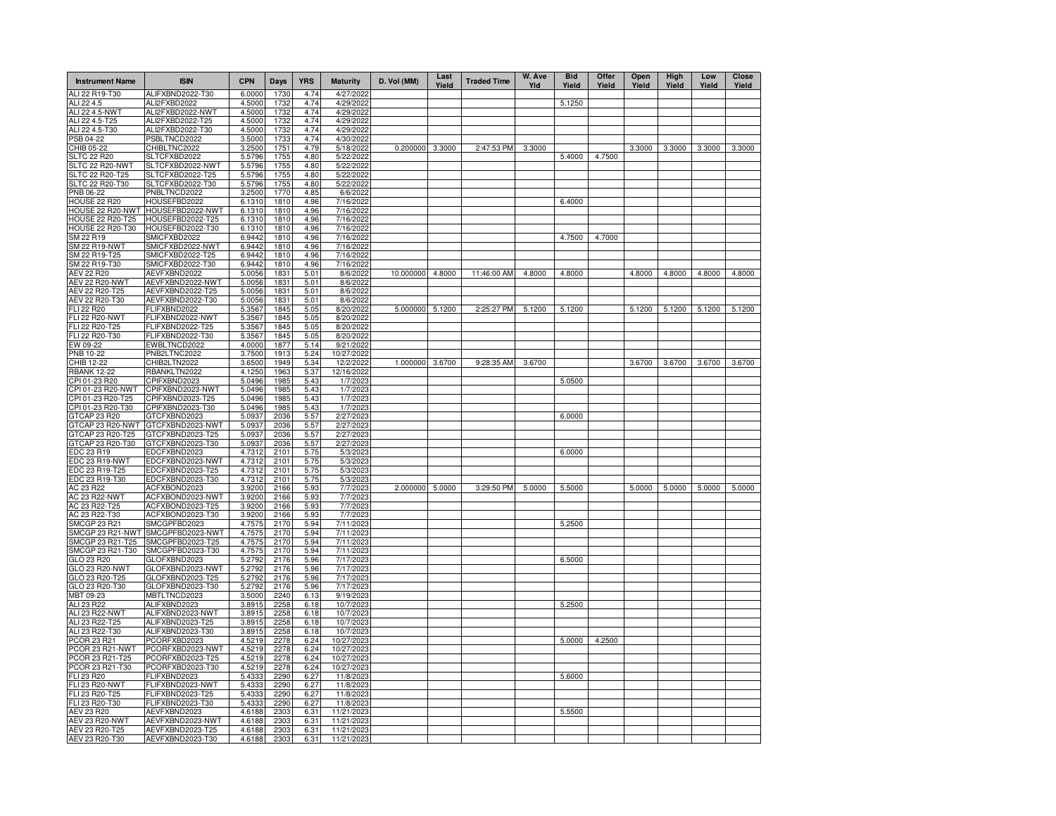| Instrument Name | ISIN | CPN | Days | YRS | Maturity | D. Vol (MM) | Last Yield | Traded Time | W. Ave Yld | Bid Yield | Offer Yield | Open Yield | High Yield | Low Yield | Close Yield |
|---|---|---|---|---|---|---|---|---|---|---|---|---|---|---|---|
| ALI 22 R19-T30 | ALIFXBND2022-T30 | 6.0000 | 1730 | 4.74 | 4/27/2022 | | | | | | | | | | |
| ALI 22 4.5 | ALI2FXBD2022 | 4.5000 | 1732 | 4.74 | 4/29/2022 | | | | | 5.1250 | | | | | |
| ALI 22 4.5-NWT | ALI2FXBD2022-NWT | 4.5000 | 1732 | 4.74 | 4/29/2022 | | | | | | | | | | |
| ALI 22 4.5-T25 | ALI2FXBD2022-T25 | 4.5000 | 1732 | 4.74 | 4/29/2022 | | | | | | | | | | |
| ALI 22 4.5-T30 | ALI2FXBD2022-T30 | 4.5000 | 1732 | 4.74 | 4/29/2022 | | | | | | | | | | |
| PSB 04-22 | PSBLTNCD2022 | 3.5000 | 1733 | 4.74 | 4/30/2022 | | | | | | | | | | |
| CHIB 05-22 | CHIBLTNC2022 | 3.2500 | 1751 | 4.79 | 5/18/2022 | 0.200000 | 3.3000 | 2:47:53 PM | 3.3000 | | | 3.3000 | 3.3000 | 3.3000 | 3.3000 |
| SLTC 22 R20 | SLTCFXBD2022 | 5.5796 | 1755 | 4.80 | 5/22/2022 | | | | | 5.4000 | 4.7500 | | | | |
| SLTC 22 R20-NWT | SLTCFXBD2022-NWT | 5.5796 | 1755 | 4.80 | 5/22/2022 | | | | | | | | | | |
| SLTC 22 R20-T25 | SLTCFXBD2022-T25 | 5.5796 | 1755 | 4.80 | 5/22/2022 | | | | | | | | | | |
| SLTC 22 R20-T30 | SLTCFXBD2022-T30 | 5.5796 | 1755 | 4.80 | 5/22/2022 | | | | | | | | | | |
| PNB 06-22 | PNBLTNCD2022 | 3.2500 | 1770 | 4.85 | 6/6/2022 | | | | | | | | | | |
| HOUSE 22 R20 | HOUSEFBD2022 | 6.1310 | 1810 | 4.96 | 7/16/2022 | | | | | 6.4000 | | | | | |
| HOUSE 22 R20-NWT | HOUSEFBD2022-NWT | 6.1310 | 1810 | 4.96 | 7/16/2022 | | | | | | | | | | |
| HOUSE 22 R20-T25 | HOUSEFBD2022-T25 | 6.1310 | 1810 | 4.96 | 7/16/2022 | | | | | | | | | | |
| HOUSE 22 R20-T30 | HOUSEFBD2022-T30 | 6.1310 | 1810 | 4.96 | 7/16/2022 | | | | | | | | | | |
| SM 22 R19 | SMICFXBD2022 | 6.9442 | 1810 | 4.96 | 7/16/2022 | | | | | 4.7500 | 4.7000 | | | | |
| SM 22 R19-NWT | SMICFXBD2022-NWT | 6.9442 | 1810 | 4.96 | 7/16/2022 | | | | | | | | | | |
| SM 22 R19-T25 | SMICFXBD2022-T25 | 6.9442 | 1810 | 4.96 | 7/16/2022 | | | | | | | | | | |
| SM 22 R19-T30 | SMICFXBD2022-T30 | 6.9442 | 1810 | 4.96 | 7/16/2022 | | | | | | | | | | |
| AEV 22 R20 | AEVFXBND2022 | 5.0056 | 1831 | 5.01 | 8/6/2022 | 10.000000 | 4.8000 | 11:46:00 AM | 4.8000 | 4.8000 | | 4.8000 | 4.8000 | 4.8000 | 4.8000 |
| AEV 22 R20-NWT | AEVFXBND2022-NWT | 5.0056 | 1831 | 5.01 | 8/6/2022 | | | | | | | | | | |
| AEV 22 R20-T25 | AEVFXBND2022-T25 | 5.0056 | 1831 | 5.01 | 8/6/2022 | | | | | | | | | | |
| AEV 22 R20-T30 | AEVFXBND2022-T30 | 5.0056 | 1831 | 5.01 | 8/6/2022 | | | | | | | | | | |
| FLI 22 R20 | FLIFXBND2022 | 5.3567 | 1845 | 5.05 | 8/20/2022 | 5.000000 | 5.1200 | 2:25:27 PM | 5.1200 | 5.1200 | | 5.1200 | 5.1200 | 5.1200 | 5.1200 |
| FLI 22 R20-NWT | FLIFXBND2022-NWT | 5.3567 | 1845 | 5.05 | 8/20/2022 | | | | | | | | | | |
| FLI 22 R20-T25 | FLIFXBND2022-T25 | 5.3567 | 1845 | 5.05 | 8/20/2022 | | | | | | | | | | |
| FLI 22 R20-T30 | FLIFXBND2022-T30 | 5.3567 | 1845 | 5.05 | 8/20/2022 | | | | | | | | | | |
| EW 09-22 | EWBLTNCD2022 | 4.0000 | 1877 | 5.14 | 9/21/2022 | | | | | | | | | | |
| PNB 10-22 | PNB2LTNC2022 | 3.7500 | 1913 | 5.24 | 10/27/2022 | | | | | | | | | | |
| CHIB 12-22 | CHIB2LTN2022 | 3.6500 | 1949 | 5.34 | 12/2/2022 | 1.000000 | 3.6700 | 9:28:35 AM | 3.6700 | | | 3.6700 | 3.6700 | 3.6700 | 3.6700 |
| RBANK 12-22 | RBANKLTN2022 | 4.1250 | 1963 | 5.37 | 12/16/2022 | | | | | | | | | | |
| CPI 01-23 R20 | CPIFXBND2023 | 5.0496 | 1985 | 5.43 | 1/7/2023 | | | | | 5.0500 | | | | | |
| CPI 01-23 R20-NWT | CPIFXBND2023-NWT | 5.0496 | 1985 | 5.43 | 1/7/2023 | | | | | | | | | | |
| CPI 01-23 R20-T25 | CPIFXBND2023-T25 | 5.0496 | 1985 | 5.43 | 1/7/2023 | | | | | | | | | | |
| CPI 01-23 R20-T30 | CPIFXBND2023-T30 | 5.0496 | 1985 | 5.43 | 1/7/2023 | | | | | | | | | | |
| GTCAP 23 R20 | GTCFXBND2023 | 5.0937 | 2036 | 5.57 | 2/27/2023 | | | | | 6.0000 | | | | | |
| GTCAP 23 R20-NWT | GTCFXBND2023-NWT | 5.0937 | 2036 | 5.57 | 2/27/2023 | | | | | | | | | | |
| GTCAP 23 R20-T25 | GTCFXBND2023-T25 | 5.0937 | 2036 | 5.57 | 2/27/2023 | | | | | | | | | | |
| GTCAP 23 R20-T30 | GTCFXBND2023-T30 | 5.0937 | 2036 | 5.57 | 2/27/2023 | | | | | | | | | | |
| EDC 23 R19 | EDCFXBND2023 | 4.7312 | 2101 | 5.75 | 5/3/2023 | | | | | 6.0000 | | | | | |
| EDC 23 R19-NWT | EDCFXBND2023-NWT | 4.7312 | 2101 | 5.75 | 5/3/2023 | | | | | | | | | | |
| EDC 23 R19-T25 | EDCFXBND2023-T25 | 4.7312 | 2101 | 5.75 | 5/3/2023 | | | | | | | | | | |
| EDC 23 R19-T30 | EDCFXBND2023-T30 | 4.7312 | 2101 | 5.75 | 5/3/2023 | | | | | | | | | | |
| AC 23 R22 | ACFXBOND2023 | 3.9200 | 2166 | 5.93 | 7/7/2023 | 2.000000 | 5.0000 | 3:29:50 PM | 5.0000 | 5.5000 | | 5.0000 | 5.0000 | 5.0000 | 5.0000 |
| AC 23 R22-NWT | ACFXBOND2023-NWT | 3.9200 | 2166 | 5.93 | 7/7/2023 | | | | | | | | | | |
| AC 23 R22-T25 | ACFXBOND2023-T25 | 3.9200 | 2166 | 5.93 | 7/7/2023 | | | | | | | | | | |
| AC 23 R22-T30 | ACFXBOND2023-T30 | 3.9200 | 2166 | 5.93 | 7/7/2023 | | | | | | | | | | |
| SMCGP 23 R21 | SMCGPFBD2023 | 4.7575 | 2170 | 5.94 | 7/11/2023 | | | | | 5.2500 | | | | | |
| SMCGP 23 R21-NWT | SMCGPFBD2023-NWT | 4.7575 | 2170 | 5.94 | 7/11/2023 | | | | | | | | | | |
| SMCGP 23 R21-T25 | SMCGPFBD2023-T25 | 4.7575 | 2170 | 5.94 | 7/11/2023 | | | | | | | | | | |
| SMCGP 23 R21-T30 | SMCGPFBD2023-T30 | 4.7575 | 2170 | 5.94 | 7/11/2023 | | | | | | | | | | |
| GLO 23 R20 | GLOFXBND2023 | 5.2792 | 2176 | 5.96 | 7/17/2023 | | | | | 6.5000 | | | | | |
| GLO 23 R20-NWT | GLOFXBND2023-NWT | 5.2792 | 2176 | 5.96 | 7/17/2023 | | | | | | | | | | |
| GLO 23 R20-T25 | GLOFXBND2023-T25 | 5.2792 | 2176 | 5.96 | 7/17/2023 | | | | | | | | | | |
| GLO 23 R20-T30 | GLOFXBND2023-T30 | 5.2792 | 2176 | 5.96 | 7/17/2023 | | | | | | | | | | |
| MBT 09-23 | MBTLTNCD2023 | 3.5000 | 2240 | 6.13 | 9/19/2023 | | | | | | | | | | |
| ALI 23 R22 | ALIFXBND2023 | 3.8915 | 2258 | 6.18 | 10/7/2023 | | | | | 5.2500 | | | | | |
| ALI 23 R22-NWT | ALIFXBND2023-NWT | 3.8915 | 2258 | 6.18 | 10/7/2023 | | | | | | | | | | |
| ALI 23 R22-T25 | ALIFXBND2023-T25 | 3.8915 | 2258 | 6.18 | 10/7/2023 | | | | | | | | | | |
| ALI 23 R22-T30 | ALIFXBND2023-T30 | 3.8915 | 2258 | 6.18 | 10/7/2023 | | | | | | | | | | |
| PCOR 23 R21 | PCORFXBD2023 | 4.5219 | 2278 | 6.24 | 10/27/2023 | | | | | 5.0000 | 4.2500 | | | | |
| PCOR 23 R21-NWT | PCORFXBD2023-NWT | 4.5219 | 2278 | 6.24 | 10/27/2023 | | | | | | | | | | |
| PCOR 23 R21-T25 | PCORFXBD2023-T25 | 4.5219 | 2278 | 6.24 | 10/27/2023 | | | | | | | | | | |
| PCOR 23 R21-T30 | PCORFXBD2023-T30 | 4.5219 | 2278 | 6.24 | 10/27/2023 | | | | | | | | | | |
| FLI 23 R20 | FLIFXBND2023 | 5.4333 | 2290 | 6.27 | 11/8/2023 | | | | | 5.6000 | | | | | |
| FLI 23 R20-NWT | FLIFXBND2023-NWT | 5.4333 | 2290 | 6.27 | 11/8/2023 | | | | | | | | | | |
| FLI 23 R20-T25 | FLIFXBND2023-T25 | 5.4333 | 2290 | 6.27 | 11/8/2023 | | | | | | | | | | |
| FLI 23 R20-T30 | FLIFXBND2023-T30 | 5.4333 | 2290 | 6.27 | 11/8/2023 | | | | | | | | | | |
| AEV 23 R20 | AEVFXBND2023 | 4.6188 | 2303 | 6.31 | 11/21/2023 | | | | | 5.5500 | | | | | |
| AEV 23 R20-NWT | AEVFXBND2023-NWT | 4.6188 | 2303 | 6.31 | 11/21/2023 | | | | | | | | | | |
| AEV 23 R20-T25 | AEVFXBND2023-T25 | 4.6188 | 2303 | 6.31 | 11/21/2023 | | | | | | | | | | |
| AEV 23 R20-T30 | AEVFXBND2023-T30 | 4.6188 | 2303 | 6.31 | 11/21/2023 | | | | | | | | | | |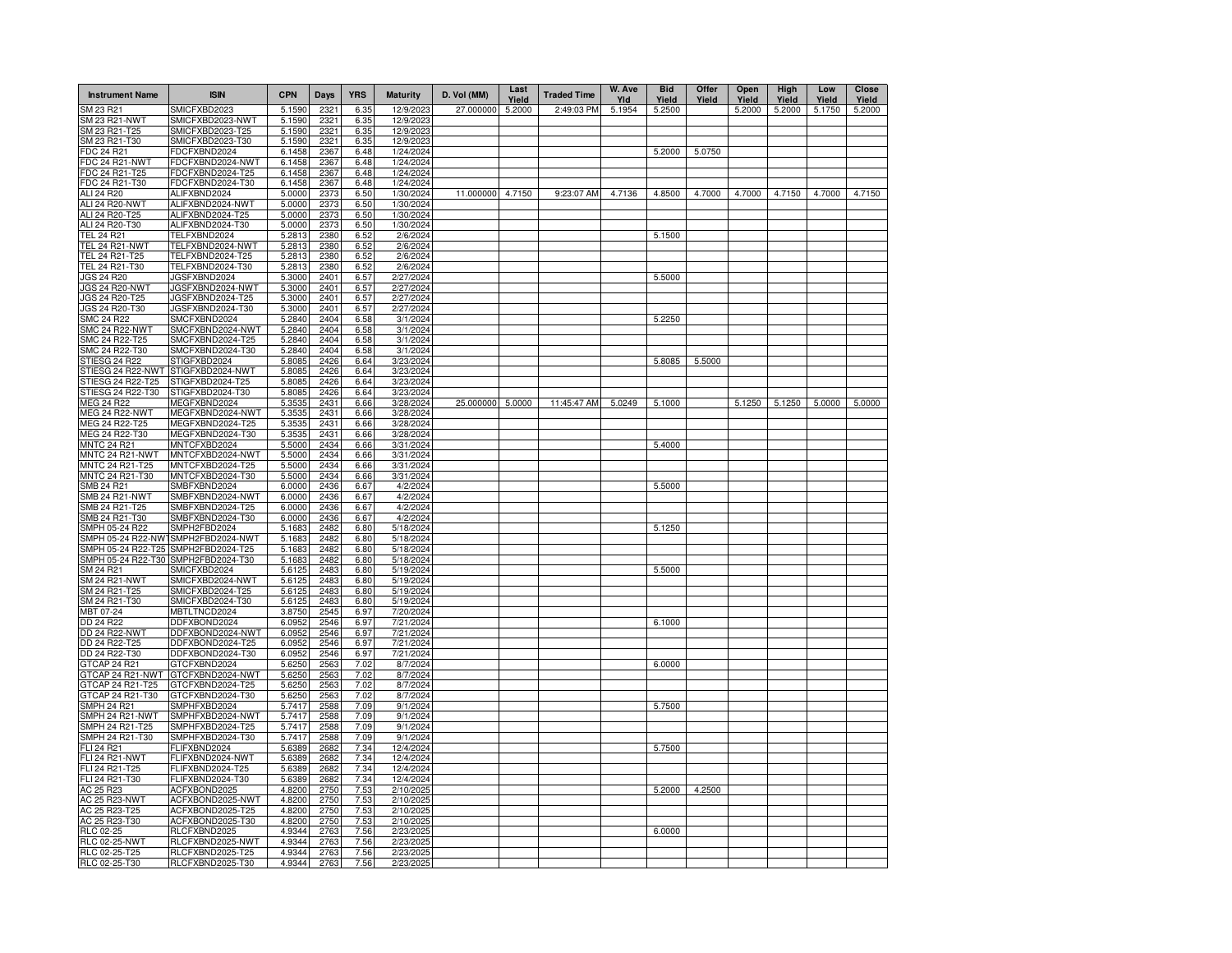| Instrument Name | ISIN | CPN | Days | YRS | Maturity | D. Vol (MM) | Last Yield | Traded Time | W. Ave Yld | Bid Yield | Offer Yield | Open Yield | High Yield | Low Yield | Close Yield |
|---|---|---|---|---|---|---|---|---|---|---|---|---|---|---|---|
| SM 23 R21 | SMICFXBD2023 | 5.1590 | 2321 | 6.35 | 12/9/2023 | 27.000000 | 5.2000 | 2:49:03 PM | 5.1954 | 5.2500 | | 5.2000 | 5.2000 | 5.1750 | 5.2000 |
| SM 23 R21-NWT | SMICFXBD2023-NWT | 5.1590 | 2321 | 6.35 | 12/9/2023 | | | | | | | | | | |
| SM 23 R21-T25 | SMICFXBD2023-T25 | 5.1590 | 2321 | 6.35 | 12/9/2023 | | | | | | | | | | |
| SM 23 R21-T30 | SMICFXBD2023-T30 | 5.1590 | 2321 | 6.35 | 12/9/2023 | | | | | | | | | | |
| FDC 24 R21 | FDCFXBND2024 | 6.1458 | 2367 | 6.48 | 1/24/2024 | | | | | 5.2000 | 5.0750 | | | | |
| FDC 24 R21-NWT | FDCFXBND2024-NWT | 6.1458 | 2367 | 6.48 | 1/24/2024 | | | | | | | | | | |
| FDC 24 R21-T25 | FDCFXBND2024-T25 | 6.1458 | 2367 | 6.48 | 1/24/2024 | | | | | | | | | | |
| FDC 24 R21-T30 | FDCFXBND2024-T30 | 6.1458 | 2367 | 6.48 | 1/24/2024 | | | | | | | | | | |
| ALI 24 R20 | ALIFXBND2024 | 5.0000 | 2373 | 6.50 | 1/30/2024 | 11.000000 | 4.7150 | 9:23:07 AM | 4.7136 | 4.8500 | 4.7000 | 4.7000 | 4.7150 | 4.7000 | 4.7150 |
| ALI 24 R20-NWT | ALIFXBND2024-NWT | 5.0000 | 2373 | 6.50 | 1/30/2024 | | | | | | | | | | |
| ALI 24 R20-T25 | ALIFXBND2024-T25 | 5.0000 | 2373 | 6.50 | 1/30/2024 | | | | | | | | | | |
| ALI 24 R20-T30 | ALIFXBND2024-T30 | 5.0000 | 2373 | 6.50 | 1/30/2024 | | | | | | | | | | |
| TEL 24 R21 | TELFXBND2024 | 5.2813 | 2380 | 6.52 | 2/6/2024 | | | | | 5.1500 | | | | | |
| TEL 24 R21-NWT | TELFXBND2024-NWT | 5.2813 | 2380 | 6.52 | 2/6/2024 | | | | | | | | | | |
| TEL 24 R21-T25 | TELFXBND2024-T25 | 5.2813 | 2380 | 6.52 | 2/6/2024 | | | | | | | | | | |
| TEL 24 R21-T30 | TELFXBND2024-T30 | 5.2813 | 2380 | 6.52 | 2/6/2024 | | | | | | | | | | |
| JGS 24 R20 | JGSFXBND2024 | 5.3000 | 2401 | 6.57 | 2/27/2024 | | | | | 5.5000 | | | | | |
| JGS 24 R20-NWT | JGSFXBND2024-NWT | 5.3000 | 2401 | 6.57 | 2/27/2024 | | | | | | | | | | |
| JGS 24 R20-T25 | JGSFXBND2024-T25 | 5.3000 | 2401 | 6.57 | 2/27/2024 | | | | | | | | | | |
| JGS 24 R20-T30 | JGSFXBND2024-T30 | 5.3000 | 2401 | 6.57 | 2/27/2024 | | | | | | | | | | |
| SMC 24 R22 | SMCFXBND2024 | 5.2840 | 2404 | 6.58 | 3/1/2024 | | | | | 5.2250 | | | | | |
| SMC 24 R22-NWT | SMCFXBND2024-NWT | 5.2840 | 2404 | 6.58 | 3/1/2024 | | | | | | | | | | |
| SMC 24 R22-T25 | SMCFXBND2024-T25 | 5.2840 | 2404 | 6.58 | 3/1/2024 | | | | | | | | | | |
| SMC 24 R22-T30 | SMCFXBND2024-T30 | 5.2840 | 2404 | 6.58 | 3/1/2024 | | | | | | | | | | |
| STIESG 24 R22 | STIGFXBD2024 | 5.8085 | 2426 | 6.64 | 3/23/2024 | | | | | 5.8085 | 5.5000 | | | | |
| STIESG 24 R22-NWT | STIGFXBD2024-NWT | 5.8085 | 2426 | 6.64 | 3/23/2024 | | | | | | | | | | |
| STIESG 24 R22-T25 | STIGFXBD2024-T25 | 5.8085 | 2426 | 6.64 | 3/23/2024 | | | | | | | | | | |
| STIESG 24 R22-T30 | STIGFXBD2024-T30 | 5.8085 | 2426 | 6.64 | 3/23/2024 | | | | | | | | | | |
| MEG 24 R22 | MEGFXBND2024 | 5.3535 | 2431 | 6.66 | 3/28/2024 | 25.000000 | 5.0000 | 11:45:47 AM | 5.0249 | 5.1000 | | 5.1250 | 5.1250 | 5.0000 | 5.0000 |
| MEG 24 R22-NWT | MEGFXBND2024-NWT | 5.3535 | 2431 | 6.66 | 3/28/2024 | | | | | | | | | | |
| MEG 24 R22-T25 | MEGFXBND2024-T25 | 5.3535 | 2431 | 6.66 | 3/28/2024 | | | | | | | | | | |
| MEG 24 R22-T30 | MEGFXBND2024-T30 | 5.3535 | 2431 | 6.66 | 3/28/2024 | | | | | | | | | | |
| MNTC 24 R21 | MNTCFXBD2024 | 5.5000 | 2434 | 6.66 | 3/31/2024 | | | | | 5.4000 | | | | | |
| MNTC 24 R21-NWT | MNTCFXBD2024-NWT | 5.5000 | 2434 | 6.66 | 3/31/2024 | | | | | | | | | | |
| MNTC 24 R21-T25 | MNTCFXBD2024-T25 | 5.5000 | 2434 | 6.66 | 3/31/2024 | | | | | | | | | | |
| MNTC 24 R21-T30 | MNTCFXBD2024-T30 | 5.5000 | 2434 | 6.66 | 3/31/2024 | | | | | | | | | | |
| SMB 24 R21 | SMBFXBND2024 | 6.0000 | 2436 | 6.67 | 4/2/2024 | | | | | 5.5000 | | | | | |
| SMB 24 R21-NWT | SMBFXBND2024-NWT | 6.0000 | 2436 | 6.67 | 4/2/2024 | | | | | | | | | | |
| SMB 24 R21-T25 | SMBFXBND2024-T25 | 6.0000 | 2436 | 6.67 | 4/2/2024 | | | | | | | | | | |
| SMB 24 R21-T30 | SMBFXBND2024-T30 | 6.0000 | 2436 | 6.67 | 4/2/2024 | | | | | | | | | | |
| SMPH 05-24 R22 | SMPH2FBD2024 | 5.1683 | 2482 | 6.80 | 5/18/2024 | | | | | 5.1250 | | | | | |
| SMPH 05-24 R22-NWT | SMPH2FBD2024-NWT | 5.1683 | 2482 | 6.80 | 5/18/2024 | | | | | | | | | | |
| SMPH 05-24 R22-T25 | SMPH2FBD2024-T25 | 5.1683 | 2482 | 6.80 | 5/18/2024 | | | | | | | | | | |
| SMPH 05-24 R22-T30 | SMPH2FBD2024-T30 | 5.1683 | 2482 | 6.80 | 5/18/2024 | | | | | | | | | | |
| SM 24 R21 | SMICFXBD2024 | 5.6125 | 2483 | 6.80 | 5/19/2024 | | | | | 5.5000 | | | | | |
| SM 24 R21-NWT | SMICFXBD2024-NWT | 5.6125 | 2483 | 6.80 | 5/19/2024 | | | | | | | | | | |
| SM 24 R21-T25 | SMICFXBD2024-T25 | 5.6125 | 2483 | 6.80 | 5/19/2024 | | | | | | | | | | |
| SM 24 R21-T30 | SMICFXBD2024-T30 | 5.6125 | 2483 | 6.80 | 5/19/2024 | | | | | | | | | | |
| MBT 07-24 | MBTLTNCD2024 | 3.8750 | 2545 | 6.97 | 7/20/2024 | | | | | | | | | | |
| DD 24 R22 | DDFXBOND2024 | 6.0952 | 2546 | 6.97 | 7/21/2024 | | | | | 6.1000 | | | | | |
| DD 24 R22-NWT | DDFXBOND2024-NWT | 6.0952 | 2546 | 6.97 | 7/21/2024 | | | | | | | | | | |
| DD 24 R22-T25 | DDFXBOND2024-T25 | 6.0952 | 2546 | 6.97 | 7/21/2024 | | | | | | | | | | |
| DD 24 R22-T30 | DDFXBOND2024-T30 | 6.0952 | 2546 | 6.97 | 7/21/2024 | | | | | | | | | | |
| GTCAP 24 R21 | GTCFXBND2024 | 5.6250 | 2563 | 7.02 | 8/7/2024 | | | | | 6.0000 | | | | | |
| GTCAP 24 R21-NWT | GTCFXBND2024-NWT | 5.6250 | 2563 | 7.02 | 8/7/2024 | | | | | | | | | | |
| GTCAP 24 R21-T25 | GTCFXBND2024-T25 | 5.6250 | 2563 | 7.02 | 8/7/2024 | | | | | | | | | | |
| GTCAP 24 R21-T30 | GTCFXBND2024-T30 | 5.6250 | 2563 | 7.02 | 8/7/2024 | | | | | | | | | | |
| SMPH 24 R21 | SMPHFXBD2024 | 5.7417 | 2588 | 7.09 | 9/1/2024 | | | | | 5.7500 | | | | | |
| SMPH 24 R21-NWT | SMPHFXBD2024-NWT | 5.7417 | 2588 | 7.09 | 9/1/2024 | | | | | | | | | | |
| SMPH 24 R21-T25 | SMPHFXBD2024-T25 | 5.7417 | 2588 | 7.09 | 9/1/2024 | | | | | | | | | | |
| SMPH 24 R21-T30 | SMPHFXBD2024-T30 | 5.7417 | 2588 | 7.09 | 9/1/2024 | | | | | | | | | | |
| FLI 24 R21 | FLIFXBND2024 | 5.6389 | 2682 | 7.34 | 12/4/2024 | | | | | 5.7500 | | | | | |
| FLI 24 R21-NWT | FLIFXBND2024-NWT | 5.6389 | 2682 | 7.34 | 12/4/2024 | | | | | | | | | | |
| FLI 24 R21-T25 | FLIFXBND2024-T25 | 5.6389 | 2682 | 7.34 | 12/4/2024 | | | | | | | | | | |
| FLI 24 R21-T30 | FLIFXBND2024-T30 | 5.6389 | 2682 | 7.34 | 12/4/2024 | | | | | | | | | | |
| AC 25 R23 | ACFXBOND2025 | 4.8200 | 2750 | 7.53 | 2/10/2025 | | | | | 5.2000 | 4.2500 | | | | |
| AC 25 R23-NWT | ACFXBOND2025-NWT | 4.8200 | 2750 | 7.53 | 2/10/2025 | | | | | | | | | | |
| AC 25 R23-T25 | ACFXBOND2025-T25 | 4.8200 | 2750 | 7.53 | 2/10/2025 | | | | | | | | | | |
| AC 25 R23-T30 | ACFXBOND2025-T30 | 4.8200 | 2750 | 7.53 | 2/10/2025 | | | | | | | | | | |
| RLC 02-25 | RLCFXBND2025 | 4.9344 | 2763 | 7.56 | 2/23/2025 | | | | | 6.0000 | | | | | |
| RLC 02-25-NWT | RLCFXBND2025-NWT | 4.9344 | 2763 | 7.56 | 2/23/2025 | | | | | | | | | | |
| RLC 02-25-T25 | RLCFXBND2025-T25 | 4.9344 | 2763 | 7.56 | 2/23/2025 | | | | | | | | | | |
| RLC 02-25-T30 | RLCFXBND2025-T30 | 4.9344 | 2763 | 7.56 | 2/23/2025 | | | | | | | | | | |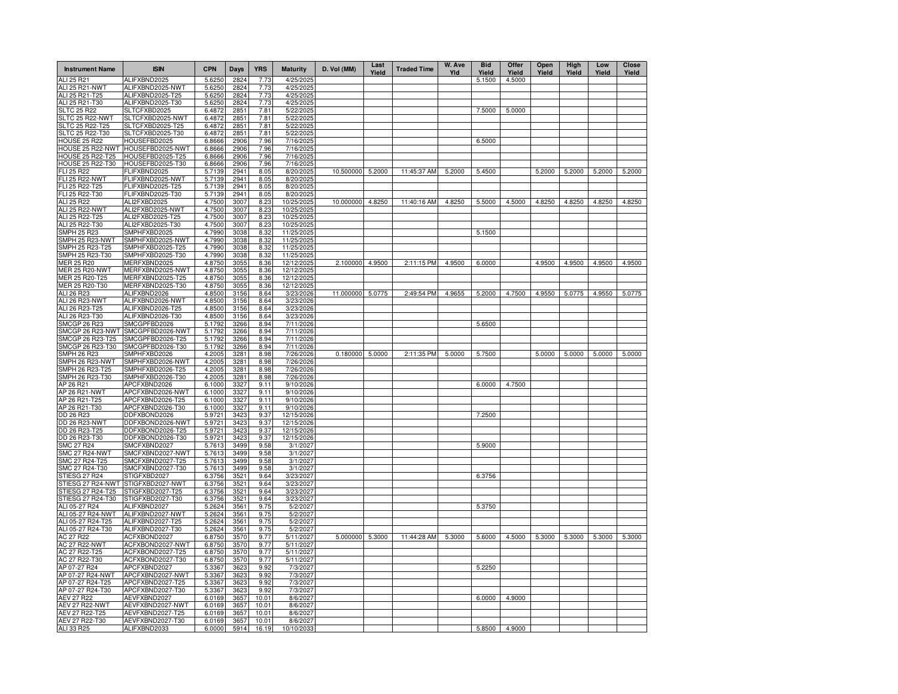| Instrument Name | ISIN | CPN | Days | YRS | Maturity | D. Vol (MM) | Last Yield | Traded Time | W. Ave Yld | Bid Yield | Offer Yield | Open Yield | High Yield | Low Yield | Close Yield |
|---|---|---|---|---|---|---|---|---|---|---|---|---|---|---|---|
| ALI 25 R21 | ALIFXBND2025 | 5.6250 | 2824 | 7.73 | 4/25/2025 | | | | | 5.1500 | 4.5000 | | | | |
| ALI 25 R21-NWT | ALIFXBND2025-NWT | 5.6250 | 2824 | 7.73 | 4/25/2025 | | | | | | | | | | |
| ALI 25 R21-T25 | ALIFXBND2025-T25 | 5.6250 | 2824 | 7.73 | 4/25/2025 | | | | | | | | | | |
| ALI 25 R21-T30 | ALIFXBND2025-T30 | 5.6250 | 2824 | 7.73 | 4/25/2025 | | | | | | | | | | |
| SLTC 25 R22 | SLTCFXBD2025 | 6.4872 | 2851 | 7.81 | 5/22/2025 | | | | | 7.5000 | 5.0000 | | | | |
| SLTC 25 R22-NWT | SLTCFXBD2025-NWT | 6.4872 | 2851 | 7.81 | 5/22/2025 | | | | | | | | | | |
| SLTC 25 R22-T25 | SLTCFXBD2025-T25 | 6.4872 | 2851 | 7.81 | 5/22/2025 | | | | | | | | | | |
| SLTC 25 R22-T30 | SLTCFXBD2025-T30 | 6.4872 | 2851 | 7.81 | 5/22/2025 | | | | | | | | | | |
| HOUSE 25 R22 | HOUSEFBD2025 | 6.8666 | 2906 | 7.96 | 7/16/2025 | | | | | 6.5000 | | | | | |
| HOUSE 25 R22-NWT | HOUSEFBD2025-NWT | 6.8666 | 2906 | 7.96 | 7/16/2025 | | | | | | | | | | |
| HOUSE 25 R22-T25 | HOUSEFBD2025-T25 | 6.8666 | 2906 | 7.96 | 7/16/2025 | | | | | | | | | | |
| HOUSE 25 R22-T30 | HOUSEFBD2025-T30 | 6.8666 | 2906 | 7.96 | 7/16/2025 | | | | | | | | | | |
| FLI 25 R22 | FLIFXBND2025 | 5.7139 | 2941 | 8.05 | 8/20/2025 | 10.500000 | 5.2000 | 11:45:37 AM | 5.2000 | 5.4500 | | 5.2000 | 5.2000 | 5.2000 | 5.2000 |
| FLI 25 R22-NWT | FLIFXBND2025-NWT | 5.7139 | 2941 | 8.05 | 8/20/2025 | | | | | | | | | | |
| FLI 25 R22-T25 | FLIFXBND2025-T25 | 5.7139 | 2941 | 8.05 | 8/20/2025 | | | | | | | | | | |
| FLI 25 R22-T30 | FLIFXBND2025-T30 | 5.7139 | 2941 | 8.05 | 8/20/2025 | | | | | | | | | | |
| ALI 25 R22 | ALI2FXBD2025 | 4.7500 | 3007 | 8.23 | 10/25/2025 | 10.000000 | 4.8250 | 11:40:16 AM | 4.8250 | 5.5000 | 4.5000 | 4.8250 | 4.8250 | 4.8250 | 4.8250 |
| ALI 25 R22-NWT | ALI2FXBD2025-NWT | 4.7500 | 3007 | 8.23 | 10/25/2025 | | | | | | | | | | |
| ALI 25 R22-T25 | ALI2FXBD2025-T25 | 4.7500 | 3007 | 8.23 | 10/25/2025 | | | | | | | | | | |
| ALI 25 R22-T30 | ALI2FXBD2025-T30 | 4.7500 | 3007 | 8.23 | 10/25/2025 | | | | | | | | | | |
| SMPH 25 R23 | SMPHFXBD2025 | 4.7990 | 3038 | 8.32 | 11/25/2025 | | | | | 5.1500 | | | | | |
| SMPH 25 R23-NWT | SMPHFXBD2025-NWT | 4.7990 | 3038 | 8.32 | 11/25/2025 | | | | | | | | | | |
| SMPH 25 R23-T25 | SMPHFXBD2025-T25 | 4.7990 | 3038 | 8.32 | 11/25/2025 | | | | | | | | | | |
| SMPH 25 R23-T30 | SMPHFXBD2025-T30 | 4.7990 | 3038 | 8.32 | 11/25/2025 | | | | | | | | | | |
| MER 25 R20 | MERFXBND2025 | 4.8750 | 3055 | 8.36 | 12/12/2025 | 2.100000 | 4.9500 | 2:11:15 PM | 4.9500 | 6.0000 | | 4.9500 | 4.9500 | 4.9500 | 4.9500 |
| MER 25 R20-NWT | MERFXBND2025-NWT | 4.8750 | 3055 | 8.36 | 12/12/2025 | | | | | | | | | | |
| MER 25 R20-T25 | MERFXBND2025-T25 | 4.8750 | 3055 | 8.36 | 12/12/2025 | | | | | | | | | | |
| MER 25 R20-T30 | MERFXBND2025-T30 | 4.8750 | 3055 | 8.36 | 12/12/2025 | | | | | | | | | | |
| ALI 26 R23 | ALIFXBND2026 | 4.8500 | 3156 | 8.64 | 3/23/2026 | 11.000000 | 5.0775 | 2:49:54 PM | 4.9655 | 5.2000 | 4.7500 | 4.9550 | 5.0775 | 4.9550 | 5.0775 |
| ALI 26 R23-NWT | ALIFXBND2026-NWT | 4.8500 | 3156 | 8.64 | 3/23/2026 | | | | | | | | | | |
| ALI 26 R23-T25 | ALIFXBND2026-T25 | 4.8500 | 3156 | 8.64 | 3/23/2026 | | | | | | | | | | |
| ALI 26 R23-T30 | ALIFXBND2026-T30 | 4.8500 | 3156 | 8.64 | 3/23/2026 | | | | | | | | | | |
| SMCGP 26 R23 | SMCGPFBD2026 | 5.1792 | 3266 | 8.94 | 7/11/2026 | | | | | 5.6500 | | | | | |
| SMCGP 26 R23-NWT | SMCGPFBD2026-NWT | 5.1792 | 3266 | 8.94 | 7/11/2026 | | | | | | | | | | |
| SMCGP 26 R23-T25 | SMCGPFBD2026-T25 | 5.1792 | 3266 | 8.94 | 7/11/2026 | | | | | | | | | | |
| SMCGP 26 R23-T30 | SMCGPFBD2026-T30 | 5.1792 | 3266 | 8.94 | 7/11/2026 | | | | | | | | | | |
| SMPH 26 R23 | SMPHFXBD2026 | 4.2005 | 3281 | 8.98 | 7/26/2026 | 0.180000 | 5.0000 | 2:11:35 PM | 5.0000 | 5.7500 | | 5.0000 | 5.0000 | 5.0000 | 5.0000 |
| SMPH 26 R23-NWT | SMPHFXBD2026-NWT | 4.2005 | 3281 | 8.98 | 7/26/2026 | | | | | | | | | | |
| SMPH 26 R23-T25 | SMPHFXBD2026-T25 | 4.2005 | 3281 | 8.98 | 7/26/2026 | | | | | | | | | | |
| SMPH 26 R23-T30 | SMPHFXBD2026-T30 | 4.2005 | 3281 | 8.98 | 7/26/2026 | | | | | | | | | | |
| AP 26 R21 | APCFXBND2026 | 6.1000 | 3327 | 9.11 | 9/10/2026 | | | | | 6.0000 | 4.7500 | | | | |
| AP 26 R21-NWT | APCFXBND2026-NWT | 6.1000 | 3327 | 9.11 | 9/10/2026 | | | | | | | | | | |
| AP 26 R21-T25 | APCFXBND2026-T25 | 6.1000 | 3327 | 9.11 | 9/10/2026 | | | | | | | | | | |
| AP 26 R21-T30 | APCFXBND2026-T30 | 6.1000 | 3327 | 9.11 | 9/10/2026 | | | | | | | | | | |
| DD 26 R23 | DDFXBOND2026 | 5.9721 | 3423 | 9.37 | 12/15/2026 | | | | | 7.2500 | | | | | |
| DD 26 R23-NWT | DDFXBOND2026-NWT | 5.9721 | 3423 | 9.37 | 12/15/2026 | | | | | | | | | | |
| DD 26 R23-T25 | DDFXBOND2026-T25 | 5.9721 | 3423 | 9.37 | 12/15/2026 | | | | | | | | | | |
| DD 26 R23-T30 | DDFXBOND2026-T30 | 5.9721 | 3423 | 9.37 | 12/15/2026 | | | | | | | | | | |
| SMC 27 R24 | SMCFXBND2027 | 5.7613 | 3499 | 9.58 | 3/1/2027 | | | | | 5.9000 | | | | | |
| SMC 27 R24-NWT | SMCFXBND2027-NWT | 5.7613 | 3499 | 9.58 | 3/1/2027 | | | | | | | | | | |
| SMC 27 R24-T25 | SMCFXBND2027-T25 | 5.7613 | 3499 | 9.58 | 3/1/2027 | | | | | | | | | | |
| SMC 27 R24-T30 | SMCFXBND2027-T30 | 5.7613 | 3499 | 9.58 | 3/1/2027 | | | | | | | | | | |
| STIESG 27 R24 | STIGFXBD2027 | 6.3756 | 3521 | 9.64 | 3/23/2027 | | | | | 6.3756 | | | | | |
| STIESG 27 R24-NWT | STIGFXBD2027-NWT | 6.3756 | 3521 | 9.64 | 3/23/2027 | | | | | | | | | | |
| STIESG 27 R24-T25 | STIGFXBD2027-T25 | 6.3756 | 3521 | 9.64 | 3/23/2027 | | | | | | | | | | |
| STIESG 27 R24-T30 | STIGFXBD2027-T30 | 6.3756 | 3521 | 9.64 | 3/23/2027 | | | | | | | | | | |
| ALI 05-27 R24 | ALIFXBND2027 | 5.2624 | 3561 | 9.75 | 5/2/2027 | | | | | 5.3750 | | | | | |
| ALI 05-27 R24-NWT | ALIFXBND2027-NWT | 5.2624 | 3561 | 9.75 | 5/2/2027 | | | | | | | | | | |
| ALI 05-27 R24-T25 | ALIFXBND2027-T25 | 5.2624 | 3561 | 9.75 | 5/2/2027 | | | | | | | | | | |
| ALI 05-27 R24-T30 | ALIFXBND2027-T30 | 5.2624 | 3561 | 9.75 | 5/2/2027 | | | | | | | | | | |
| AC 27 R22 | ACFXBOND2027 | 6.8750 | 3570 | 9.77 | 5/11/2027 | 5.000000 | 5.3000 | 11:44:28 AM | 5.3000 | 5.6000 | 4.5000 | 5.3000 | 5.3000 | 5.3000 | 5.3000 |
| AC 27 R22-NWT | ACFXBOND2027-NWT | 6.8750 | 3570 | 9.77 | 5/11/2027 | | | | | | | | | | |
| AC 27 R22-T25 | ACFXBOND2027-T25 | 6.8750 | 3570 | 9.77 | 5/11/2027 | | | | | | | | | | |
| AC 27 R22-T30 | ACFXBOND2027-T30 | 6.8750 | 3570 | 9.77 | 5/11/2027 | | | | | | | | | | |
| AP 07-27 R24 | APCFXBND2027 | 5.3367 | 3623 | 9.92 | 7/3/2027 | | | | | 5.2250 | | | | | |
| AP 07-27 R24-NWT | APCFXBND2027-NWT | 5.3367 | 3623 | 9.92 | 7/3/2027 | | | | | | | | | | |
| AP 07-27 R24-T25 | APCFXBND2027-T25 | 5.3367 | 3623 | 9.92 | 7/3/2027 | | | | | | | | | | |
| AP 07-27 R24-T30 | APCFXBND2027-T30 | 5.3367 | 3623 | 9.92 | 7/3/2027 | | | | | | | | | | |
| AEV 27 R22 | AEVFXBND2027 | 6.0169 | 3657 | 10.01 | 8/6/2027 | | | | | 6.0000 | 4.9000 | | | | |
| AEV 27 R22-NWT | AEVFXBND2027-NWT | 6.0169 | 3657 | 10.01 | 8/6/2027 | | | | | | | | | | |
| AEV 27 R22-T25 | AEVFXBND2027-T25 | 6.0169 | 3657 | 10.01 | 8/6/2027 | | | | | | | | | | |
| AEV 27 R22-T30 | AEVFXBND2027-T30 | 6.0169 | 3657 | 10.01 | 8/6/2027 | | | | | | | | | | |
| ALI 33 R25 | ALIFXBND2033 | 6.0000 | 5914 | 16.19 | 10/10/2033 | | | | | 5.8500 | 4.9000 | | | | |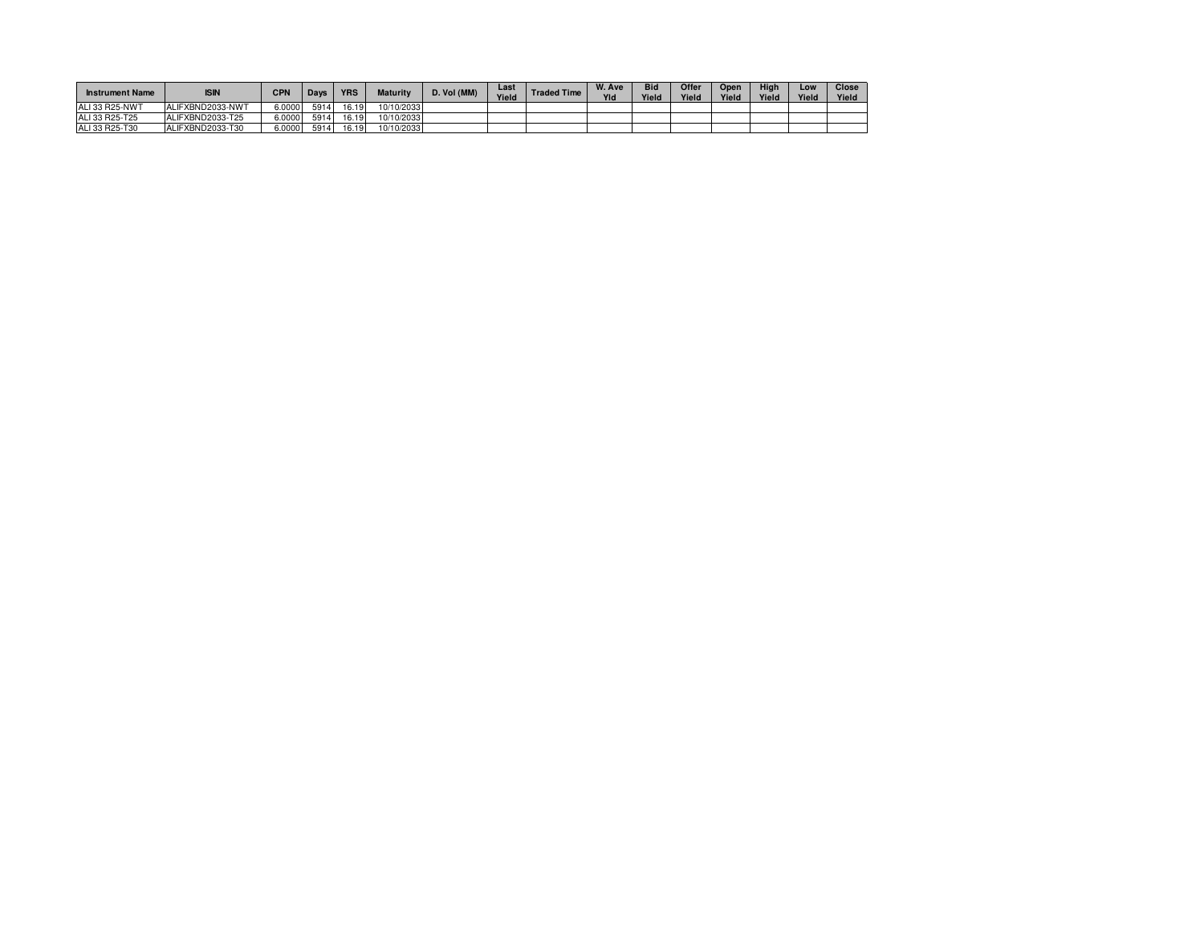| Instrument Name | ISIN | CPN | Days | YRS | Maturity | D. Vol (MM) | Last Yield | Traded Time | W. Ave Yld | Bid Yield | Offer Yield | Open Yield | High Yield | Low Yield | Close Yield |
|---|---|---|---|---|---|---|---|---|---|---|---|---|---|---|---|
| ALI 33 R25-NWT | ALIFXBND2033-NWT | 6.0000 | 5914 | 16.19 | 10/10/2033 | | | | | | | | | | |
| ALI 33 R25-T25 | ALIFXBND2033-T25 | 6.0000 | 5914 | 16.19 | 10/10/2033 | | | | | | | | | | |
| ALI 33 R25-T30 | ALIFXBND2033-T30 | 6.0000 | 5914 | 16.19 | 10/10/2033 | | | | | | | | | | |